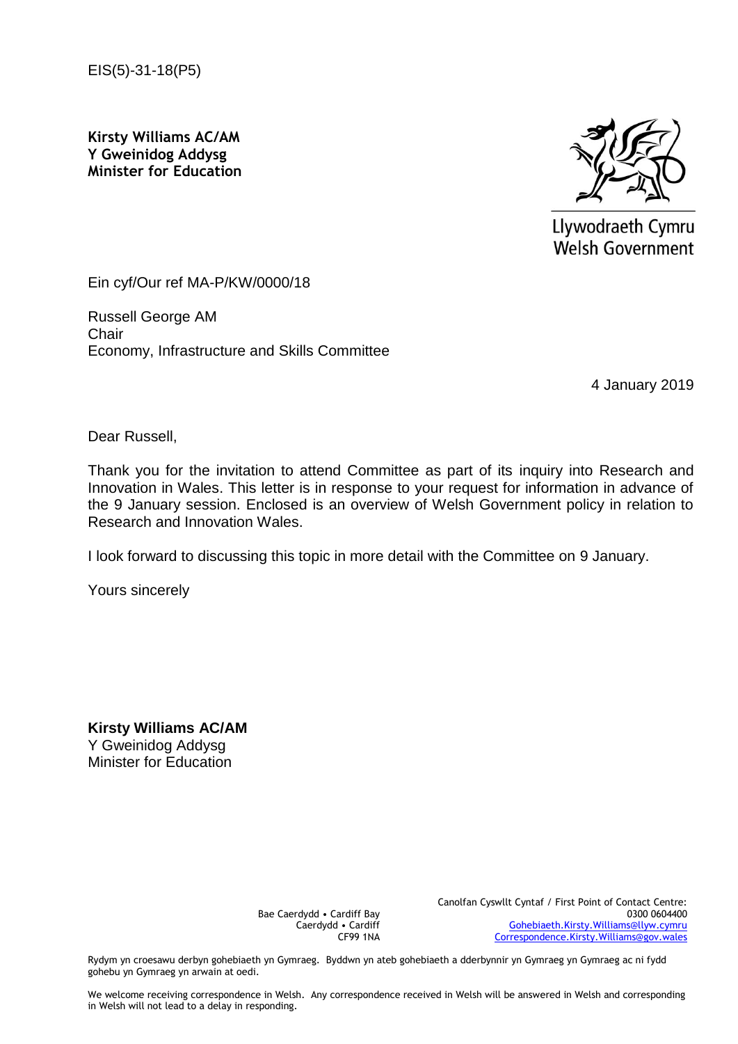EIS(5)-31-18(P5)

**Kirsty Williams AC/AM**
**Y Gweinidog Addysg**
**Minister for Education**

Llywodraeth Cymru
Welsh Government

Ein cyf/Our ref MA-P/KW/0000/18

Russell George AM
Chair
Economy, Infrastructure and Skills Committee

4 January 2019

Dear Russell,

Thank you for the invitation to attend Committee as part of its inquiry into Research and Innovation in Wales. This letter is in response to your request for information in advance of the 9 January session. Enclosed is an overview of Welsh Government policy in relation to Research and Innovation Wales.

I look forward to discussing this topic in more detail with the Committee on 9 January.

Yours sincerely

**Kirsty Williams AC/AM**
Y Gweinidog Addysg
Minister for Education

Bae Caerdydd • Cardiff Bay
Caerdydd • Cardiff
CF99 1NA

Canolfan Cyswllt Cyntaf / First Point of Contact Centre:
0300 0604400
Gohebiaeth.Kirsty.Williams@llyw.cymru
Correspondence.Kirsty.Williams@gov.wales

Rydym yn croesawu derbyn gohebiaeth yn Gymraeg. Byddwn yn ateb gohebiaeth a dderbynnir yn Gymraeg yn Gymraeg ac ni fydd gohebu yn Gymraeg yn arwain at oedi.

We welcome receiving correspondence in Welsh. Any correspondence received in Welsh will be answered in Welsh and corresponding in Welsh will not lead to a delay in responding.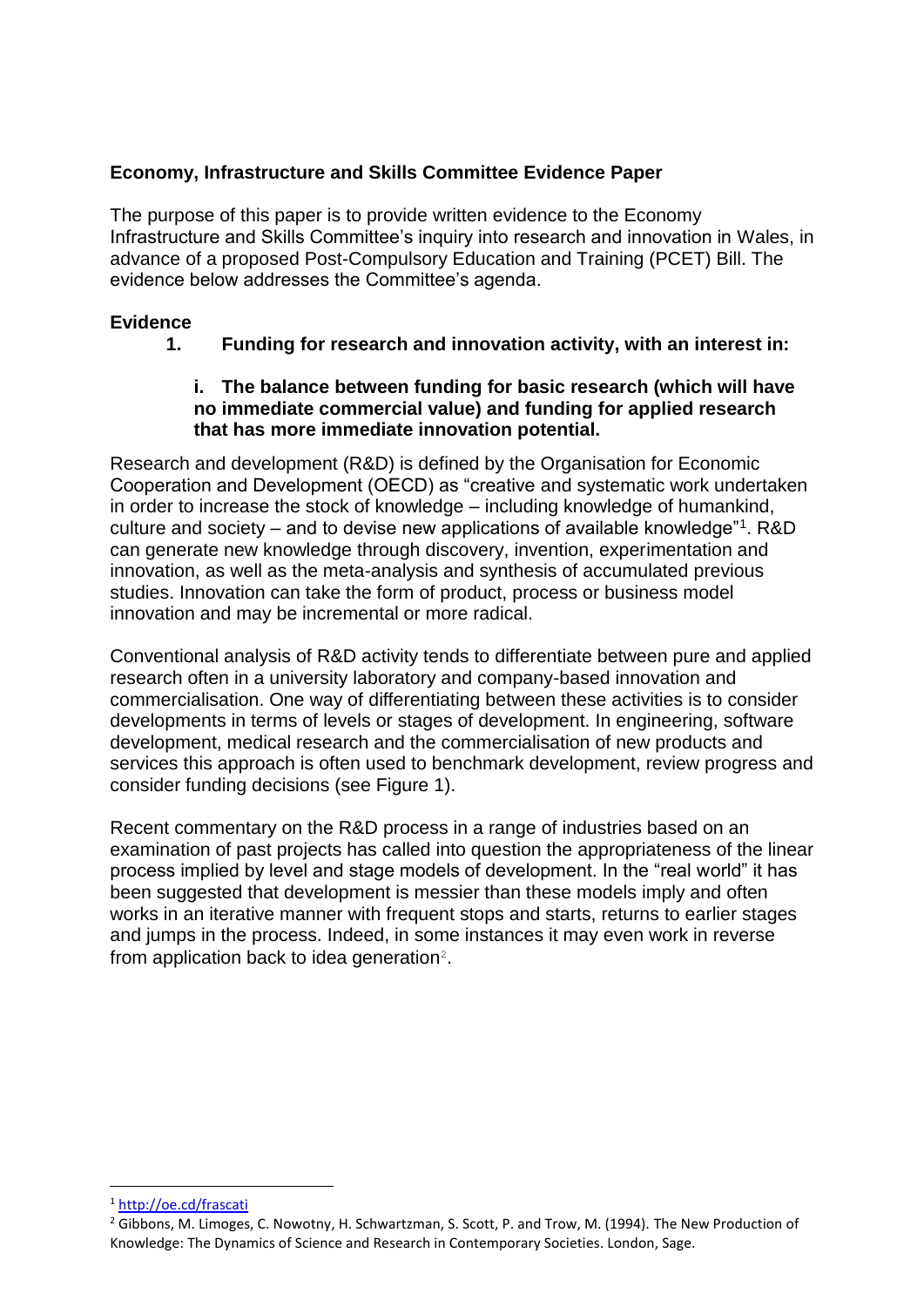**Economy, Infrastructure and Skills Committee Evidence Paper**

The purpose of this paper is to provide written evidence to the Economy Infrastructure and Skills Committee's inquiry into research and innovation in Wales, in advance of a proposed Post-Compulsory Education and Training (PCET) Bill. The evidence below addresses the Committee's agenda.

**Evidence**

**1. Funding for research and innovation activity, with an interest in:**

**i. The balance between funding for basic research (which will have no immediate commercial value) and funding for applied research that has more immediate innovation potential.**

Research and development (R&D) is defined by the Organisation for Economic Cooperation and Development (OECD) as "creative and systematic work undertaken in order to increase the stock of knowledge – including knowledge of humankind, culture and society – and to devise new applications of available knowledge"[1]. R&D can generate new knowledge through discovery, invention, experimentation and innovation, as well as the meta-analysis and synthesis of accumulated previous studies. Innovation can take the form of product, process or business model innovation and may be incremental or more radical.

Conventional analysis of R&D activity tends to differentiate between pure and applied research often in a university laboratory and company-based innovation and commercialisation. One way of differentiating between these activities is to consider developments in terms of levels or stages of development. In engineering, software development, medical research and the commercialisation of new products and services this approach is often used to benchmark development, review progress and consider funding decisions (see Figure 1).

Recent commentary on the R&D process in a range of industries based on an examination of past projects has called into question the appropriateness of the linear process implied by level and stage models of development. In the "real world" it has been suggested that development is messier than these models imply and often works in an iterative manner with frequent stops and starts, returns to earlier stages and jumps in the process. Indeed, in some instances it may even work in reverse from application back to idea generation[2].

---

[1] http://oe.cd/frascati

[2] Gibbons, M. Limoges, C. Nowotny, H. Schwartzman, S. Scott, P. and Trow, M. (1994). The New Production of Knowledge: The Dynamics of Science and Research in Contemporary Societies. London, Sage.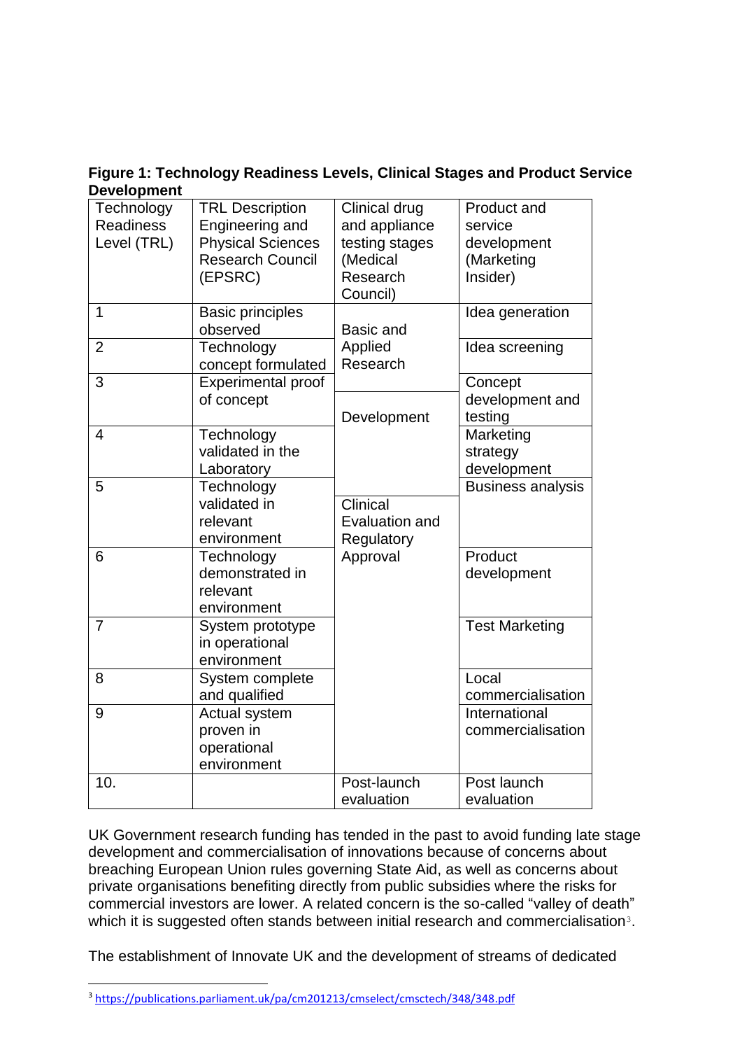**Figure 1: Technology Readiness Levels, Clinical Stages and Product Service Development**

| Technology Readiness Level (TRL) | TRL Description Engineering and Physical Sciences Research Council (EPSRC) | Clinical drug and appliance testing stages (Medical Research Council) | Product and service development (Marketing Insider) |
|---|---|---|---|
| 1 | Basic principles observed | Basic and Applied Research | Idea generation |
| 2 | Technology concept formulated | | Idea screening |
| 3 | Experimental proof of concept | Development | Concept development and testing |
| 4 | Technology validated in the Laboratory | | Marketing strategy development |
| 5 | Technology validated in relevant environment | Clinical Evaluation and Regulatory Approval | Business analysis |
| 6 | Technology demonstrated in relevant environment | | Product development |
| 7 | System prototype in operational environment | | Test Marketing |
| 8 | System complete and qualified | | Local commercialisation |
| 9 | Actual system proven in operational environment | | International commercialisation |
| 10. | | Post-launch evaluation | Post launch evaluation |

UK Government research funding has tended in the past to avoid funding late stage development and commercialisation of innovations because of concerns about breaching European Union rules governing State Aid, as well as concerns about private organisations benefiting directly from public subsidies where the risks for commercial investors are lower. A related concern is the so-called "valley of death" which it is suggested often stands between initial research and commercialisation[3].

The establishment of Innovate UK and the development of streams of dedicated

[3] https://publications.parliament.uk/pa/cm201213/cmselect/cmsctech/348/348.pdf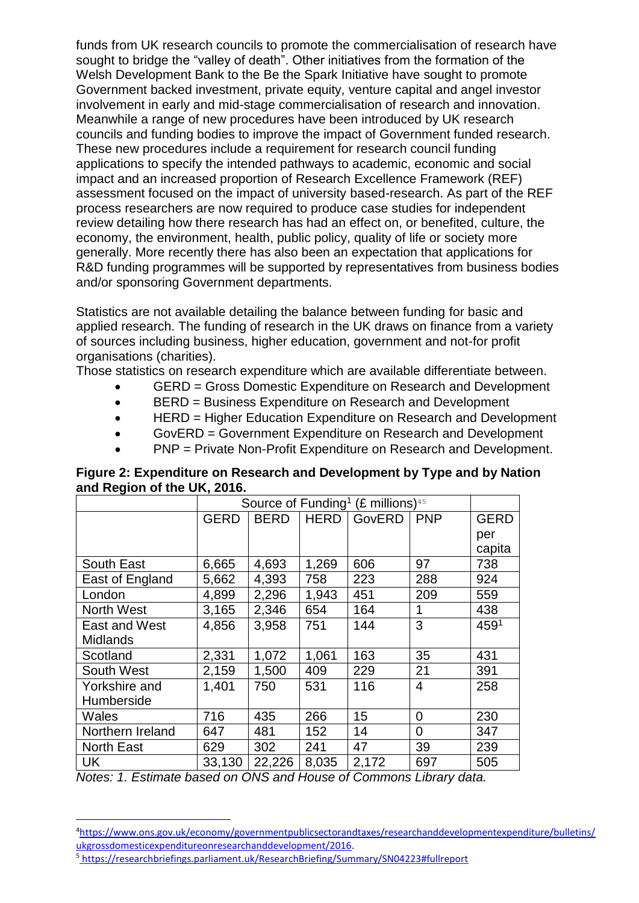funds from UK research councils to promote the commercialisation of research have sought to bridge the "valley of death". Other initiatives from the formation of the Welsh Development Bank to the Be the Spark Initiative have sought to promote Government backed investment, private equity, venture capital and angel investor involvement in early and mid-stage commercialisation of research and innovation. Meanwhile a range of new procedures have been introduced by UK research councils and funding bodies to improve the impact of Government funded research. These new procedures include a requirement for research council funding applications to specify the intended pathways to academic, economic and social impact and an increased proportion of Research Excellence Framework (REF) assessment focused on the impact of university based-research. As part of the REF process researchers are now required to produce case studies for independent review detailing how there research has had an effect on, or benefited, culture, the economy, the environment, health, public policy, quality of life or society more generally. More recently there has also been an expectation that applications for R&D funding programmes will be supported by representatives from business bodies and/or sponsoring Government departments.

Statistics are not available detailing the balance between funding for basic and applied research. The funding of research in the UK draws on finance from a variety of sources including business, higher education, government and not-for profit organisations (charities).

Those statistics on research expenditure which are available differentiate between.

- GERD = Gross Domestic Expenditure on Research and Development
- BERD = Business Expenditure on Research and Development
- HERD = Higher Education Expenditure on Research and Development
- GovERD = Government Expenditure on Research and Development
- PNP = Private Non-Profit Expenditure on Research and Development.

**Figure 2: Expenditure on Research and Development by Type and by Nation and Region of the UK, 2016.**

| | Source of Funding[1] (£ millions)[4][5] | | | | | |
|---|---|---|---|---|---|---|
| | GERD | BERD | HERD | GovERD | PNP | GERD per capita |
| South East | 6,665 | 4,693 | 1,269 | 606 | 97 | 738 |
| East of England | 5,662 | 4,393 | 758 | 223 | 288 | 924 |
| London | 4,899 | 2,296 | 1,943 | 451 | 209 | 559 |
| North West | 3,165 | 2,346 | 654 | 164 | 1 | 438 |
| East and West Midlands | 4,856 | 3,958 | 751 | 144 | 3 | 459[1] |
| Scotland | 2,331 | 1,072 | 1,061 | 163 | 35 | 431 |
| South West | 2,159 | 1,500 | 409 | 229 | 21 | 391 |
| Yorkshire and Humberside | 1,401 | 750 | 531 | 116 | 4 | 258 |
| Wales | 716 | 435 | 266 | 15 | 0 | 230 |
| Northern Ireland | 647 | 481 | 152 | 14 | 0 | 347 |
| North East | 629 | 302 | 241 | 47 | 39 | 239 |
| UK | 33,130 | 22,226 | 8,035 | 2,172 | 697 | 505 |

*Notes: 1. Estimate based on ONS and House of Commons Library data.*

[4] https://www.ons.gov.uk/economy/governmentpublicsectorandtaxes/researchanddevelopmentexpenditure/bulletins/ukgrossdomesticexpenditureonresearchanddevelopment/2016.

[5] https://researchbriefings.parliament.uk/ResearchBriefing/Summary/SN04223#fullreport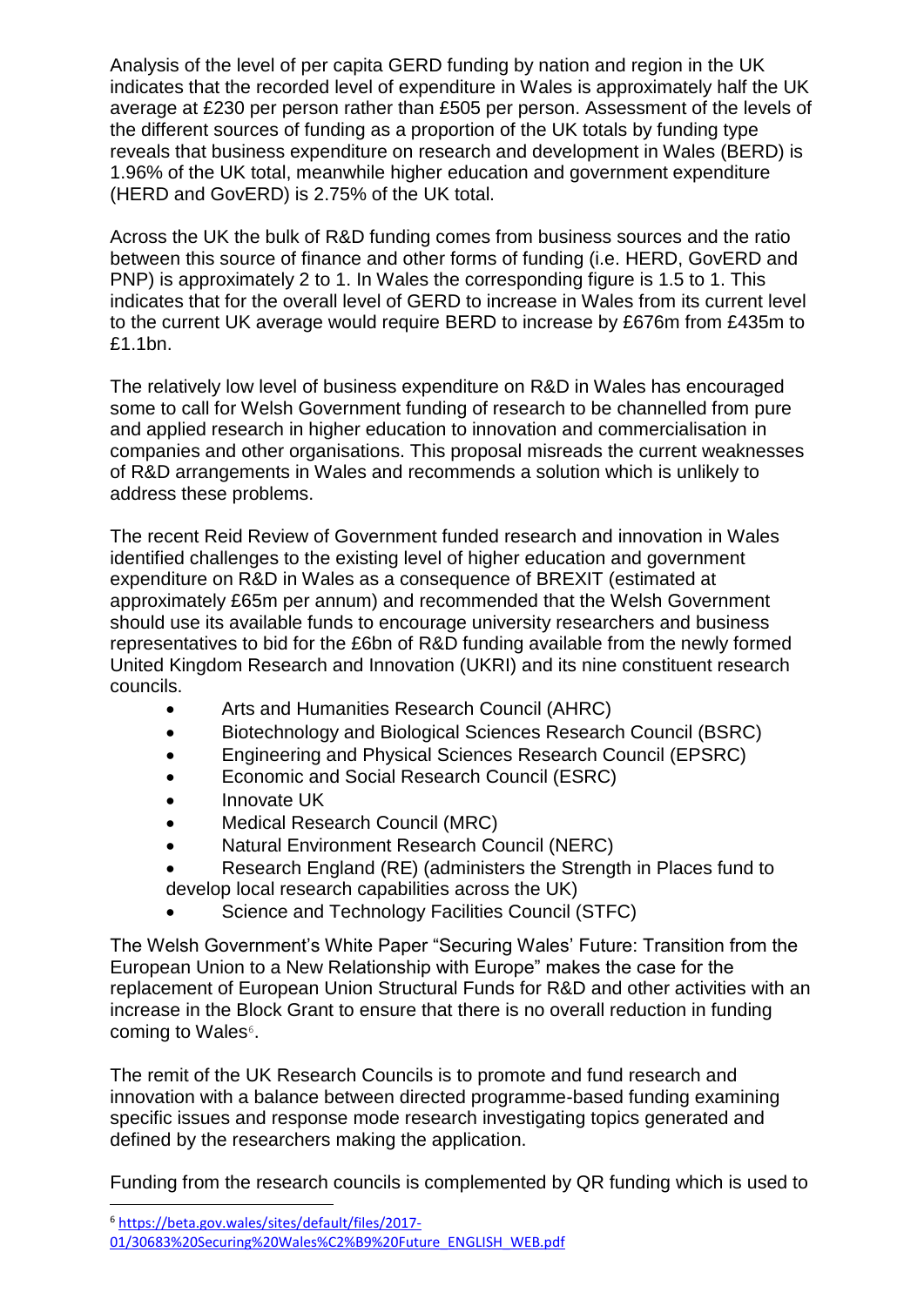Analysis of the level of per capita GERD funding by nation and region in the UK indicates that the recorded level of expenditure in Wales is approximately half the UK average at £230 per person rather than £505 per person. Assessment of the levels of the different sources of funding as a proportion of the UK totals by funding type reveals that business expenditure on research and development in Wales (BERD) is 1.96% of the UK total, meanwhile higher education and government expenditure (HERD and GovERD) is 2.75% of the UK total.

Across the UK the bulk of R&D funding comes from business sources and the ratio between this source of finance and other forms of funding (i.e. HERD, GovERD and PNP) is approximately 2 to 1. In Wales the corresponding figure is 1.5 to 1. This indicates that for the overall level of GERD to increase in Wales from its current level to the current UK average would require BERD to increase by £676m from £435m to £1.1bn.

The relatively low level of business expenditure on R&D in Wales has encouraged some to call for Welsh Government funding of research to be channelled from pure and applied research in higher education to innovation and commercialisation in companies and other organisations. This proposal misreads the current weaknesses of R&D arrangements in Wales and recommends a solution which is unlikely to address these problems.

The recent Reid Review of Government funded research and innovation in Wales identified challenges to the existing level of higher education and government expenditure on R&D in Wales as a consequence of BREXIT (estimated at approximately £65m per annum) and recommended that the Welsh Government should use its available funds to encourage university researchers and business representatives to bid for the £6bn of R&D funding available from the newly formed United Kingdom Research and Innovation (UKRI) and its nine constituent research councils.

- Arts and Humanities Research Council (AHRC)
- Biotechnology and Biological Sciences Research Council (BSRC)
- Engineering and Physical Sciences Research Council (EPSRC)
- Economic and Social Research Council (ESRC)
- Innovate UK
- Medical Research Council (MRC)
- Natural Environment Research Council (NERC)
- Research England (RE) (administers the Strength in Places fund to develop local research capabilities across the UK)
- Science and Technology Facilities Council (STFC)

The Welsh Government's White Paper "Securing Wales' Future: Transition from the European Union to a New Relationship with Europe" makes the case for the replacement of European Union Structural Funds for R&D and other activities with an increase in the Block Grant to ensure that there is no overall reduction in funding coming to Wales[6].

The remit of the UK Research Councils is to promote and fund research and innovation with a balance between directed programme-based funding examining specific issues and response mode research investigating topics generated and defined by the researchers making the application.

Funding from the research councils is complemented by QR funding which is used to

[6] https://beta.gov.wales/sites/default/files/2017-01/30683%20Securing%20Wales%C2%B9%20Future_ENGLISH_WEB.pdf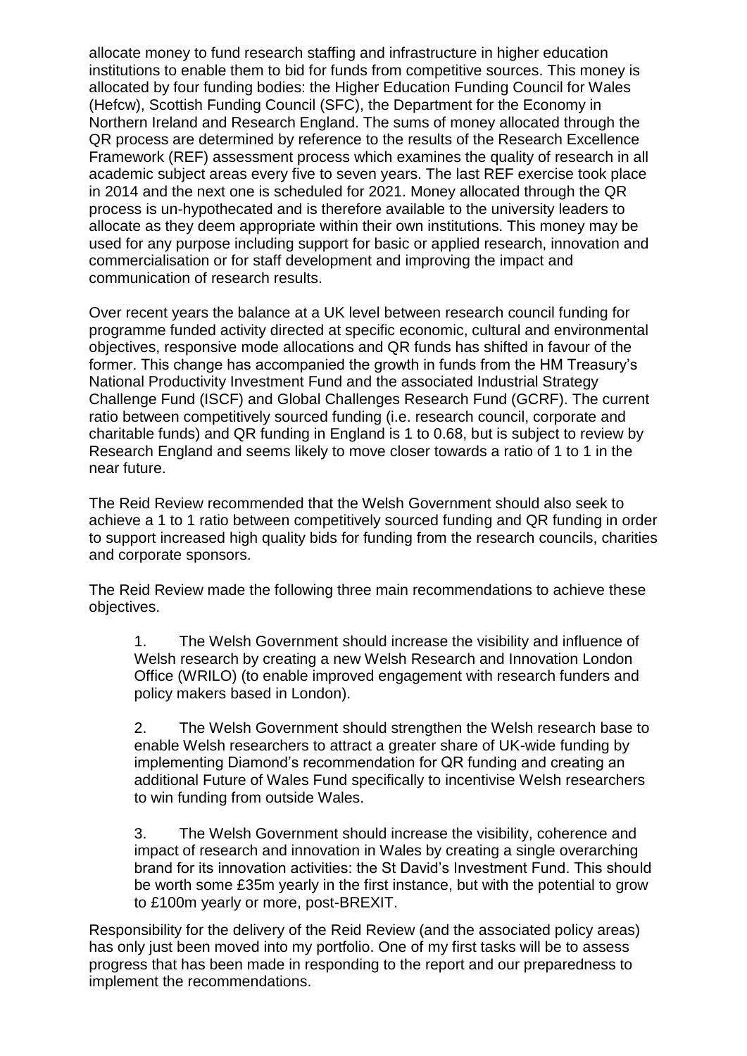allocate money to fund research staffing and infrastructure in higher education institutions to enable them to bid for funds from competitive sources. This money is allocated by four funding bodies: the Higher Education Funding Council for Wales (Hefcw), Scottish Funding Council (SFC), the Department for the Economy in Northern Ireland and Research England. The sums of money allocated through the QR process are determined by reference to the results of the Research Excellence Framework (REF) assessment process which examines the quality of research in all academic subject areas every five to seven years. The last REF exercise took place in 2014 and the next one is scheduled for 2021. Money allocated through the QR process is un-hypothecated and is therefore available to the university leaders to allocate as they deem appropriate within their own institutions. This money may be used for any purpose including support for basic or applied research, innovation and commercialisation or for staff development and improving the impact and communication of research results.

Over recent years the balance at a UK level between research council funding for programme funded activity directed at specific economic, cultural and environmental objectives, responsive mode allocations and QR funds has shifted in favour of the former. This change has accompanied the growth in funds from the HM Treasury's National Productivity Investment Fund and the associated Industrial Strategy Challenge Fund (ISCF) and Global Challenges Research Fund (GCRF). The current ratio between competitively sourced funding (i.e. research council, corporate and charitable funds) and QR funding in England is 1 to 0.68, but is subject to review by Research England and seems likely to move closer towards a ratio of 1 to 1 in the near future.

The Reid Review recommended that the Welsh Government should also seek to achieve a 1 to 1 ratio between competitively sourced funding and QR funding in order to support increased high quality bids for funding from the research councils, charities and corporate sponsors.

The Reid Review made the following three main recommendations to achieve these objectives.

1. The Welsh Government should increase the visibility and influence of Welsh research by creating a new Welsh Research and Innovation London Office (WRILO) (to enable improved engagement with research funders and policy makers based in London).

2. The Welsh Government should strengthen the Welsh research base to enable Welsh researchers to attract a greater share of UK-wide funding by implementing Diamond's recommendation for QR funding and creating an additional Future of Wales Fund specifically to incentivise Welsh researchers to win funding from outside Wales.

3. The Welsh Government should increase the visibility, coherence and impact of research and innovation in Wales by creating a single overarching brand for its innovation activities: the St David's Investment Fund. This should be worth some £35m yearly in the first instance, but with the potential to grow to £100m yearly or more, post-BREXIT.

Responsibility for the delivery of the Reid Review (and the associated policy areas) has only just been moved into my portfolio. One of my first tasks will be to assess progress that has been made in responding to the report and our preparedness to implement the recommendations.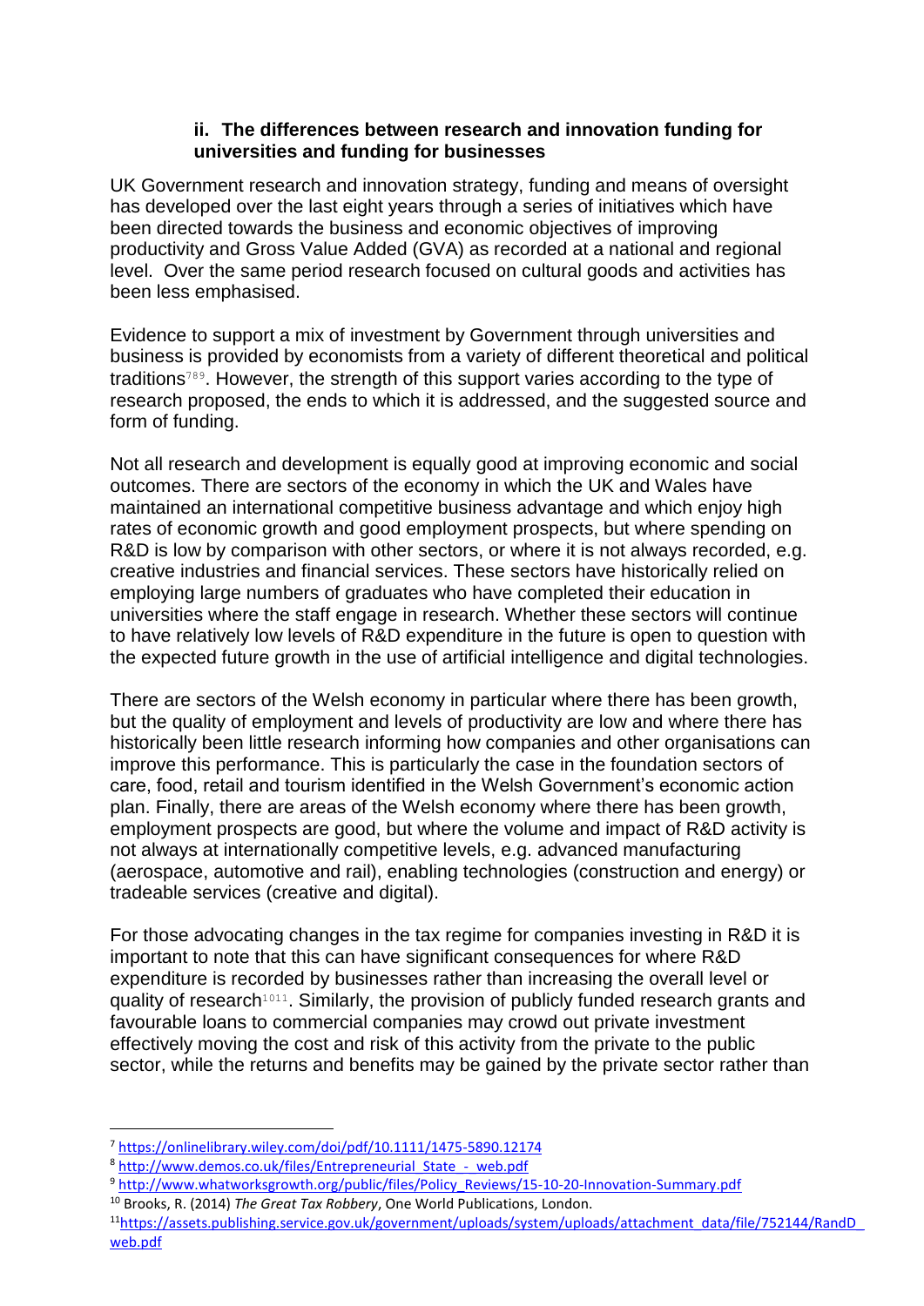### ii. The differences between research and innovation funding for universities and funding for businesses

UK Government research and innovation strategy, funding and means of oversight has developed over the last eight years through a series of initiatives which have been directed towards the business and economic objectives of improving productivity and Gross Value Added (GVA) as recorded at a national and regional level. Over the same period research focused on cultural goods and activities has been less emphasised.

Evidence to support a mix of investment by Government through universities and business is provided by economists from a variety of different theoretical and political traditions[7][8][9]. However, the strength of this support varies according to the type of research proposed, the ends to which it is addressed, and the suggested source and form of funding.

Not all research and development is equally good at improving economic and social outcomes. There are sectors of the economy in which the UK and Wales have maintained an international competitive business advantage and which enjoy high rates of economic growth and good employment prospects, but where spending on R&D is low by comparison with other sectors, or where it is not always recorded, e.g. creative industries and financial services. These sectors have historically relied on employing large numbers of graduates who have completed their education in universities where the staff engage in research. Whether these sectors will continue to have relatively low levels of R&D expenditure in the future is open to question with the expected future growth in the use of artificial intelligence and digital technologies.

There are sectors of the Welsh economy in particular where there has been growth, but the quality of employment and levels of productivity are low and where there has historically been little research informing how companies and other organisations can improve this performance. This is particularly the case in the foundation sectors of care, food, retail and tourism identified in the Welsh Government's economic action plan. Finally, there are areas of the Welsh economy where there has been growth, employment prospects are good, but where the volume and impact of R&D activity is not always at internationally competitive levels, e.g. advanced manufacturing (aerospace, automotive and rail), enabling technologies (construction and energy) or tradeable services (creative and digital).

For those advocating changes in the tax regime for companies investing in R&D it is important to note that this can have significant consequences for where R&D expenditure is recorded by businesses rather than increasing the overall level or quality of research[10][11]. Similarly, the provision of publicly funded research grants and favourable loans to commercial companies may crowd out private investment effectively moving the cost and risk of this activity from the private to the public sector, while the returns and benefits may be gained by the private sector rather than

---

[7] https://onlinelibrary.wiley.com/doi/pdf/10.1111/1475-5890.12174

[8] http://www.demos.co.uk/files/Entrepreneurial_State_-_web.pdf

[9] http://www.whatworksgrowth.org/public/files/Policy_Reviews/15-10-20-Innovation-Summary.pdf

[10] Brooks, R. (2014) *The Great Tax Robbery*, One World Publications, London.

[11] https://assets.publishing.service.gov.uk/government/uploads/system/uploads/attachment_data/file/752144/RandD_web.pdf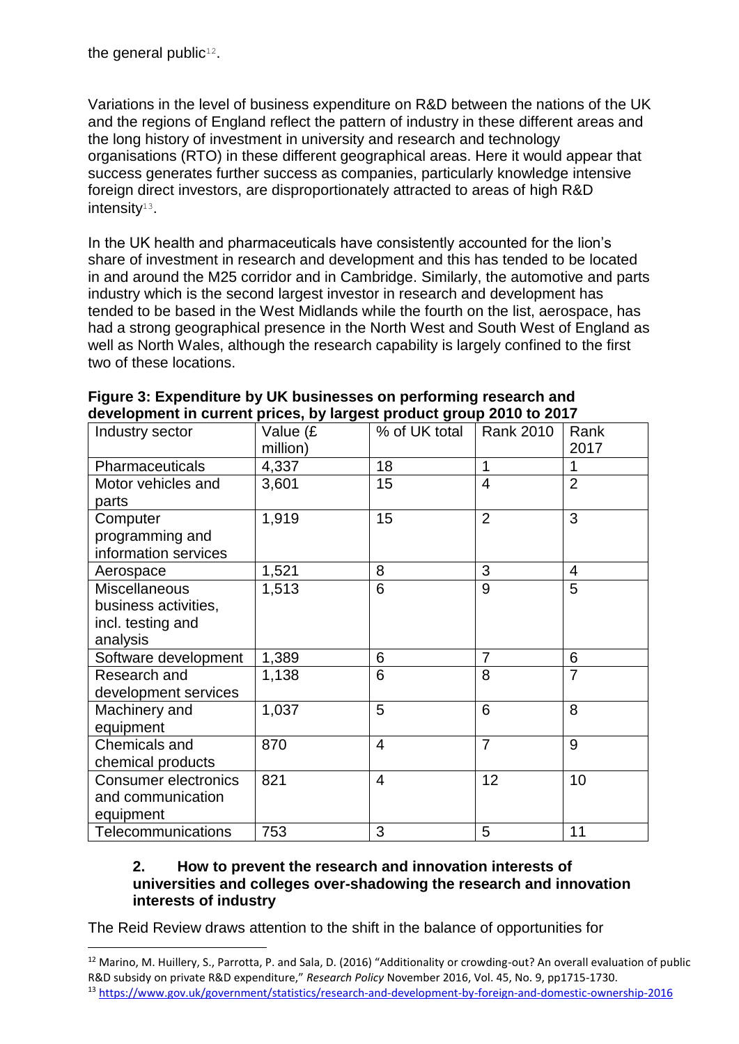the general public[12].

Variations in the level of business expenditure on R&D between the nations of the UK and the regions of England reflect the pattern of industry in these different areas and the long history of investment in university and research and technology organisations (RTO) in these different geographical areas. Here it would appear that success generates further success as companies, particularly knowledge intensive foreign direct investors, are disproportionately attracted to areas of high R&D intensity[13].

In the UK health and pharmaceuticals have consistently accounted for the lion's share of investment in research and development and this has tended to be located in and around the M25 corridor and in Cambridge. Similarly, the automotive and parts industry which is the second largest investor in research and development has tended to be based in the West Midlands while the fourth on the list, aerospace, has had a strong geographical presence in the North West and South West of England as well as North Wales, although the research capability is largely confined to the first two of these locations.

**Figure 3: Expenditure by UK businesses on performing research and development in current prices, by largest product group 2010 to 2017**

| Industry sector | Value (£ million) | % of UK total | Rank 2010 | Rank 2017 |
|---|---|---|---|---|
| Pharmaceuticals | 4,337 | 18 | 1 | 1 |
| Motor vehicles and parts | 3,601 | 15 | 4 | 2 |
| Computer programming and information services | 1,919 | 15 | 2 | 3 |
| Aerospace | 1,521 | 8 | 3 | 4 |
| Miscellaneous business activities, incl. testing and analysis | 1,513 | 6 | 9 | 5 |
| Software development | 1,389 | 6 | 7 | 6 |
| Research and development services | 1,138 | 6 | 8 | 7 |
| Machinery and equipment | 1,037 | 5 | 6 | 8 |
| Chemicals and chemical products | 870 | 4 | 7 | 9 |
| Consumer electronics and communication equipment | 821 | 4 | 12 | 10 |
| Telecommunications | 753 | 3 | 5 | 11 |

### 2. How to prevent the research and innovation interests of universities and colleges over-shadowing the research and innovation interests of industry

The Reid Review draws attention to the shift in the balance of opportunities for

---

[12] Marino, M. Huillery, S., Parrotta, P. and Sala, D. (2016) "Additionality or crowding-out? An overall evaluation of public R&D subsidy on private R&D expenditure," *Research Policy* November 2016, Vol. 45, No. 9, pp1715-1730.

[13] https://www.gov.uk/government/statistics/research-and-development-by-foreign-and-domestic-ownership-2016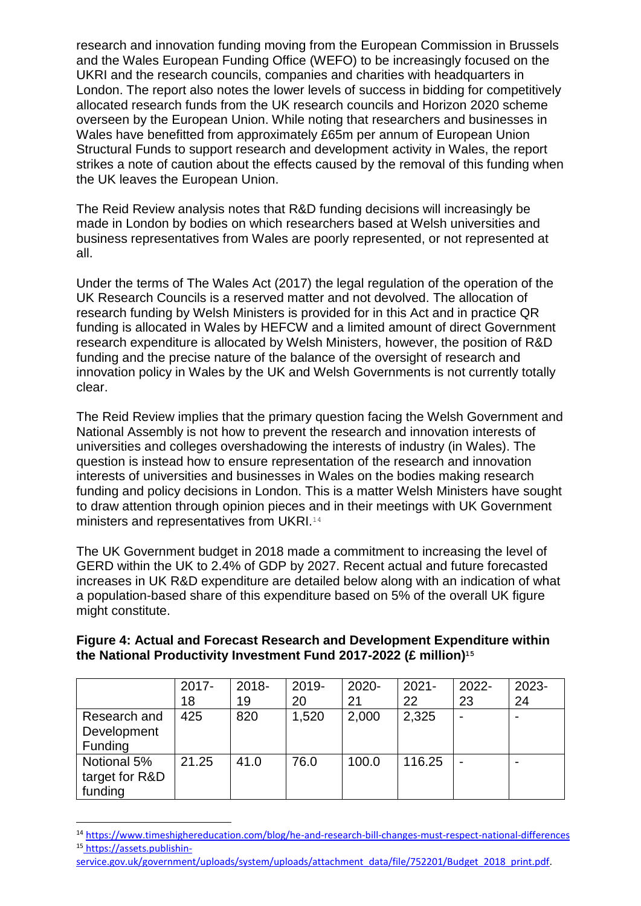research and innovation funding moving from the European Commission in Brussels and the Wales European Funding Office (WEFO) to be increasingly focused on the UKRI and the research councils, companies and charities with headquarters in London. The report also notes the lower levels of success in bidding for competitively allocated research funds from the UK research councils and Horizon 2020 scheme overseen by the European Union. While noting that researchers and businesses in Wales have benefitted from approximately £65m per annum of European Union Structural Funds to support research and development activity in Wales, the report strikes a note of caution about the effects caused by the removal of this funding when the UK leaves the European Union.

The Reid Review analysis notes that R&D funding decisions will increasingly be made in London by bodies on which researchers based at Welsh universities and business representatives from Wales are poorly represented, or not represented at all.

Under the terms of The Wales Act (2017) the legal regulation of the operation of the UK Research Councils is a reserved matter and not devolved. The allocation of research funding by Welsh Ministers is provided for in this Act and in practice QR funding is allocated in Wales by HEFCW and a limited amount of direct Government research expenditure is allocated by Welsh Ministers, however, the position of R&D funding and the precise nature of the balance of the oversight of research and innovation policy in Wales by the UK and Welsh Governments is not currently totally clear.

The Reid Review implies that the primary question facing the Welsh Government and National Assembly is not how to prevent the research and innovation interests of universities and colleges overshadowing the interests of industry (in Wales). The question is instead how to ensure representation of the research and innovation interests of universities and businesses in Wales on the bodies making research funding and policy decisions in London. This is a matter Welsh Ministers have sought to draw attention through opinion pieces and in their meetings with UK Government ministers and representatives from UKRI.[14]

The UK Government budget in 2018 made a commitment to increasing the level of GERD within the UK to 2.4% of GDP by 2027. Recent actual and future forecasted increases in UK R&D expenditure are detailed below along with an indication of what a population-based share of this expenditure based on 5% of the overall UK figure might constitute.

**Figure 4: Actual and Forecast Research and Development Expenditure within the National Productivity Investment Fund 2017-2022 (£ million)**[15]

| | 2017-18 | 2018-19 | 2019-20 | 2020-21 | 2021-22 | 2022-23 | 2023-24 |
|---|---|---|---|---|---|---|---|
| Research and Development Funding | 425 | 820 | 1,520 | 2,000 | 2,325 | - | - |
| Notional 5% target for R&D funding | 21.25 | 41.0 | 76.0 | 100.0 | 116.25 | - | - |

[14] https://www.timeshighereducation.com/blog/he-and-research-bill-changes-must-respect-national-differences

[15] https://assets.publishin-service.gov.uk/government/uploads/system/uploads/attachment_data/file/752201/Budget_2018_print.pdf.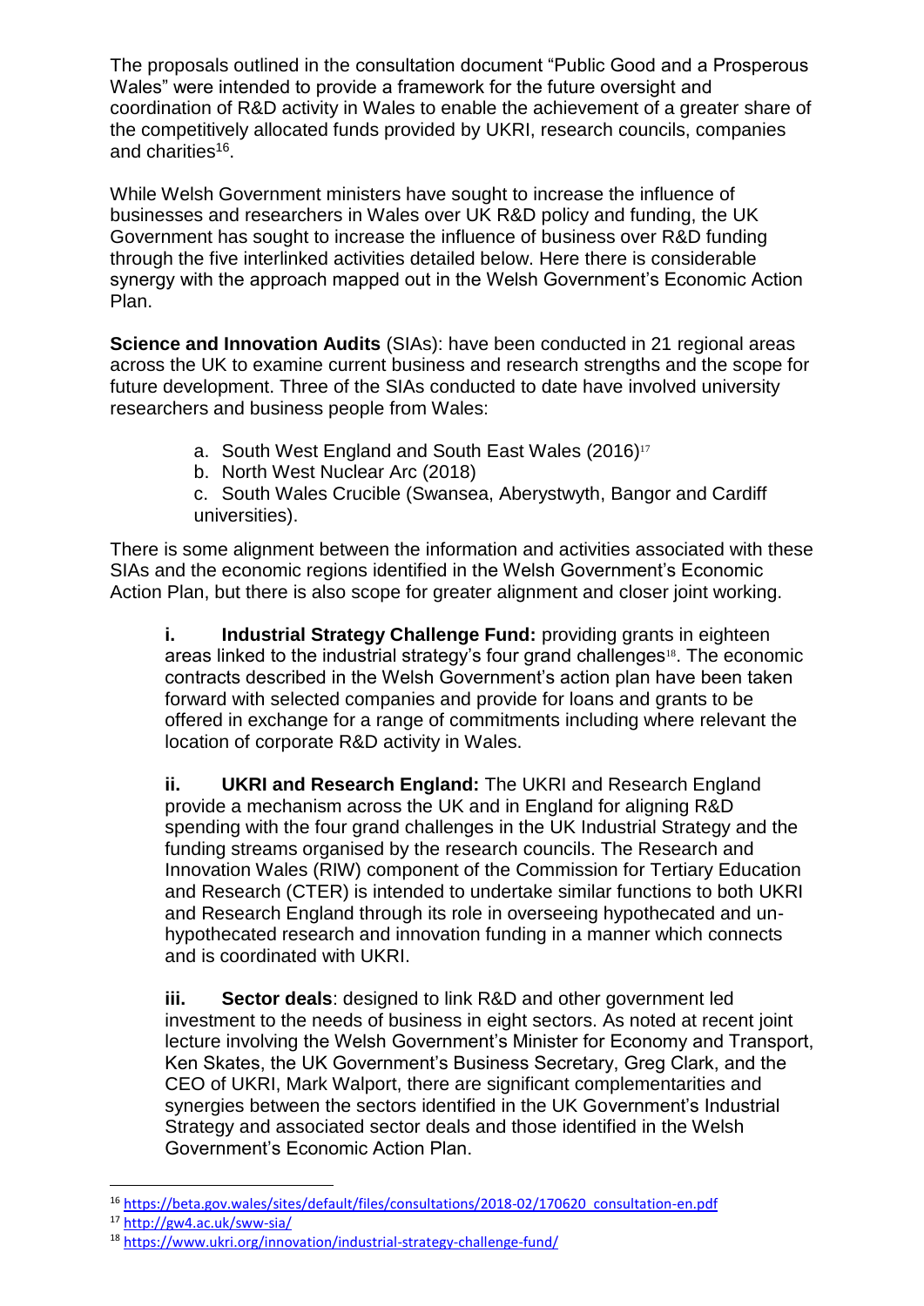The proposals outlined in the consultation document "Public Good and a Prosperous Wales" were intended to provide a framework for the future oversight and coordination of R&D activity in Wales to enable the achievement of a greater share of the competitively allocated funds provided by UKRI, research councils, companies and charities[16].

While Welsh Government ministers have sought to increase the influence of businesses and researchers in Wales over UK R&D policy and funding, the UK Government has sought to increase the influence of business over R&D funding through the five interlinked activities detailed below. Here there is considerable synergy with the approach mapped out in the Welsh Government's Economic Action Plan.

**Science and Innovation Audits** (SIAs): have been conducted in 21 regional areas across the UK to examine current business and research strengths and the scope for future development. Three of the SIAs conducted to date have involved university researchers and business people from Wales:

a. South West England and South East Wales (2016)[17]
b. North West Nuclear Arc (2018)
c. South Wales Crucible (Swansea, Aberystwyth, Bangor and Cardiff universities).

There is some alignment between the information and activities associated with these SIAs and the economic regions identified in the Welsh Government's Economic Action Plan, but there is also scope for greater alignment and closer joint working.

**i. Industrial Strategy Challenge Fund:** providing grants in eighteen areas linked to the industrial strategy's four grand challenges[18]. The economic contracts described in the Welsh Government's action plan have been taken forward with selected companies and provide for loans and grants to be offered in exchange for a range of commitments including where relevant the location of corporate R&D activity in Wales.

**ii. UKRI and Research England:** The UKRI and Research England provide a mechanism across the UK and in England for aligning R&D spending with the four grand challenges in the UK Industrial Strategy and the funding streams organised by the research councils. The Research and Innovation Wales (RIW) component of the Commission for Tertiary Education and Research (CTER) is intended to undertake similar functions to both UKRI and Research England through its role in overseeing hypothecated and un-hypothecated research and innovation funding in a manner which connects and is coordinated with UKRI.

**iii. Sector deals**: designed to link R&D and other government led investment to the needs of business in eight sectors. As noted at recent joint lecture involving the Welsh Government's Minister for Economy and Transport, Ken Skates, the UK Government's Business Secretary, Greg Clark, and the CEO of UKRI, Mark Walport, there are significant complementarities and synergies between the sectors identified in the UK Government's Industrial Strategy and associated sector deals and those identified in the Welsh Government's Economic Action Plan.

---

[16] https://beta.gov.wales/sites/default/files/consultations/2018-02/170620_consultation-en.pdf

[17] http://gw4.ac.uk/sww-sia/

[18] https://www.ukri.org/innovation/industrial-strategy-challenge-fund/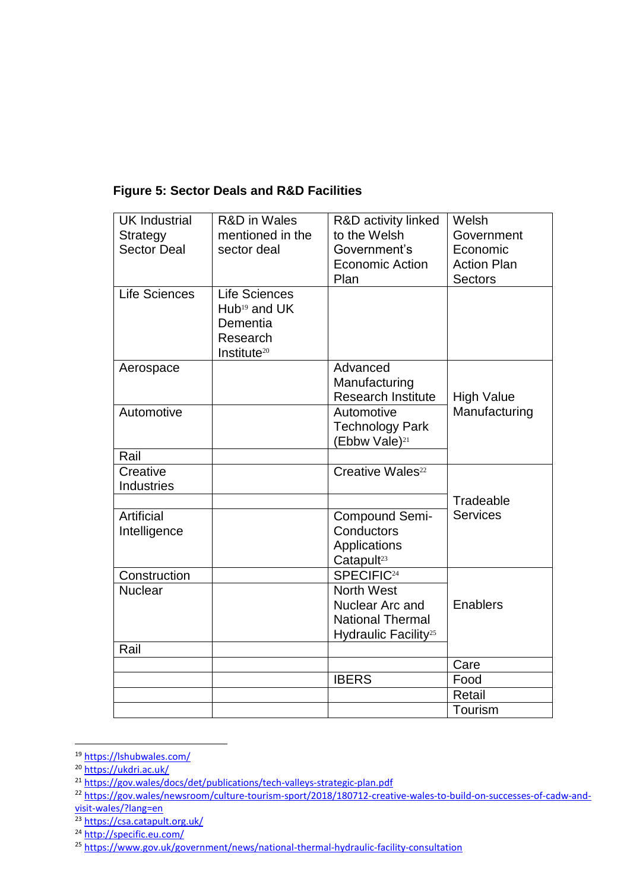**Figure 5: Sector Deals and R&D Facilities**

| UK Industrial Strategy Sector Deal | R&D in Wales mentioned in the sector deal | R&D activity linked to the Welsh Government's Economic Action Plan | Welsh Government Economic Action Plan Sectors |
|---|---|---|---|
| Life Sciences | Life Sciences Hub[19] and UK Dementia Research Institute[20] | | |
| Aerospace | | Advanced Manufacturing Research Institute | High Value Manufacturing |
| Automotive | | Automotive Technology Park (Ebbw Vale)[21] | |
| Rail | | | |
| Creative Industries | | Creative Wales[22] | Tradeable Services |
| | | | |
| Artificial Intelligence | | Compound Semi-Conductors Applications Catapult[23] | |
| Construction | | SPECIFIC[24] | Enablers |
| Nuclear | | North West Nuclear Arc and National Thermal Hydraulic Facility[25] | |
| Rail | | | |
| | | | Care |
| | | IBERS | Food |
| | | | Retail |
| | | | Tourism |

[19] https://lshubwales.com/

[20] https://ukdri.ac.uk/

[21] https://gov.wales/docs/det/publications/tech-valleys-strategic-plan.pdf

[22] https://gov.wales/newsroom/culture-tourism-sport/2018/180712-creative-wales-to-build-on-successes-of-cadw-and-visit-wales/?lang=en

[23] https://csa.catapult.org.uk/

[24] http://specific.eu.com/

[25] https://www.gov.uk/government/news/national-thermal-hydraulic-facility-consultation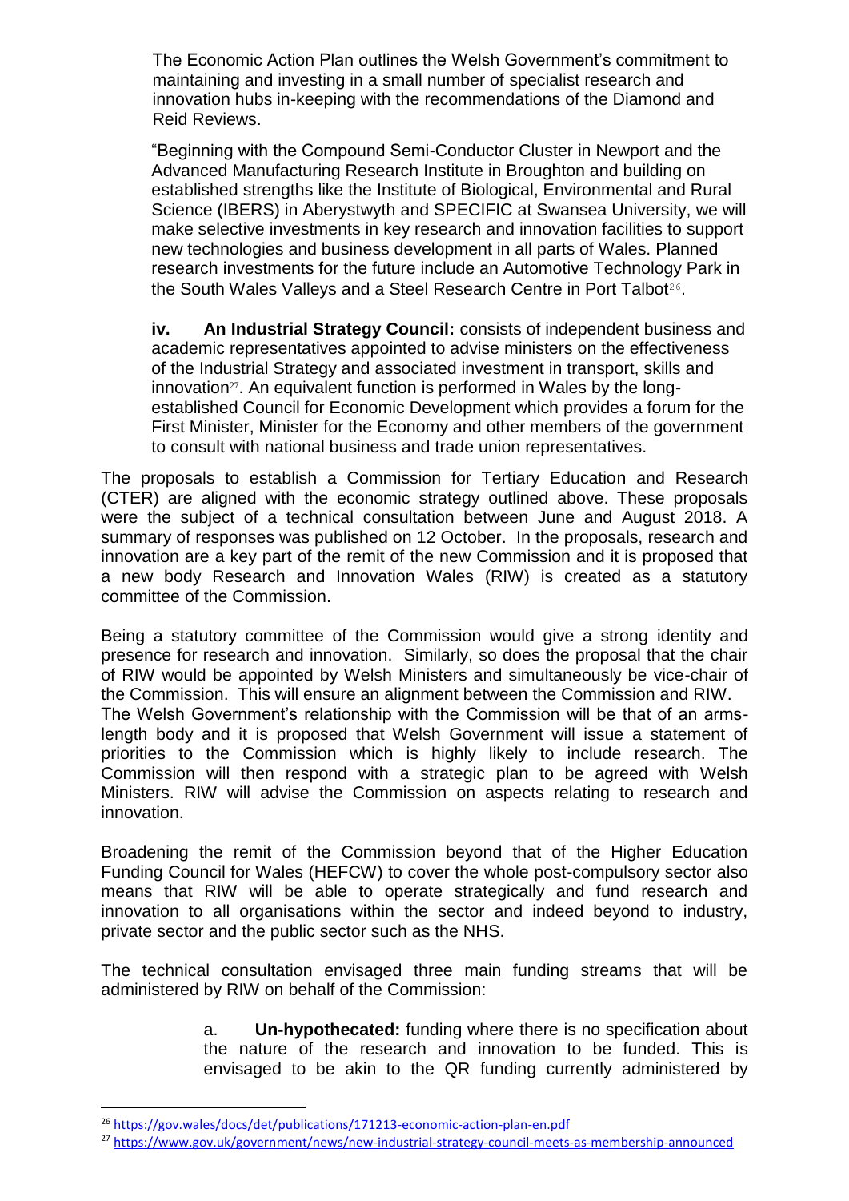The Economic Action Plan outlines the Welsh Government's commitment to maintaining and investing in a small number of specialist research and innovation hubs in-keeping with the recommendations of the Diamond and Reid Reviews.

"Beginning with the Compound Semi-Conductor Cluster in Newport and the Advanced Manufacturing Research Institute in Broughton and building on established strengths like the Institute of Biological, Environmental and Rural Science (IBERS) in Aberystwyth and SPECIFIC at Swansea University, we will make selective investments in key research and innovation facilities to support new technologies and business development in all parts of Wales. Planned research investments for the future include an Automotive Technology Park in the South Wales Valleys and a Steel Research Centre in Port Talbot[26].

**iv. An Industrial Strategy Council:** consists of independent business and academic representatives appointed to advise ministers on the effectiveness of the Industrial Strategy and associated investment in transport, skills and innovation[27]. An equivalent function is performed in Wales by the long-established Council for Economic Development which provides a forum for the First Minister, Minister for the Economy and other members of the government to consult with national business and trade union representatives.

The proposals to establish a Commission for Tertiary Education and Research (CTER) are aligned with the economic strategy outlined above. These proposals were the subject of a technical consultation between June and August 2018. A summary of responses was published on 12 October. In the proposals, research and innovation are a key part of the remit of the new Commission and it is proposed that a new body Research and Innovation Wales (RIW) is created as a statutory committee of the Commission.

Being a statutory committee of the Commission would give a strong identity and presence for research and innovation. Similarly, so does the proposal that the chair of RIW would be appointed by Welsh Ministers and simultaneously be vice-chair of the Commission. This will ensure an alignment between the Commission and RIW. The Welsh Government's relationship with the Commission will be that of an arms-length body and it is proposed that Welsh Government will issue a statement of priorities to the Commission which is highly likely to include research. The Commission will then respond with a strategic plan to be agreed with Welsh Ministers. RIW will advise the Commission on aspects relating to research and innovation.

Broadening the remit of the Commission beyond that of the Higher Education Funding Council for Wales (HEFCW) to cover the whole post-compulsory sector also means that RIW will be able to operate strategically and fund research and innovation to all organisations within the sector and indeed beyond to industry, private sector and the public sector such as the NHS.

The technical consultation envisaged three main funding streams that will be administered by RIW on behalf of the Commission:

a. **Un-hypothecated:** funding where there is no specification about the nature of the research and innovation to be funded. This is envisaged to be akin to the QR funding currently administered by

---

[26] https://gov.wales/docs/det/publications/171213-economic-action-plan-en.pdf

[27] https://www.gov.uk/government/news/new-industrial-strategy-council-meets-as-membership-announced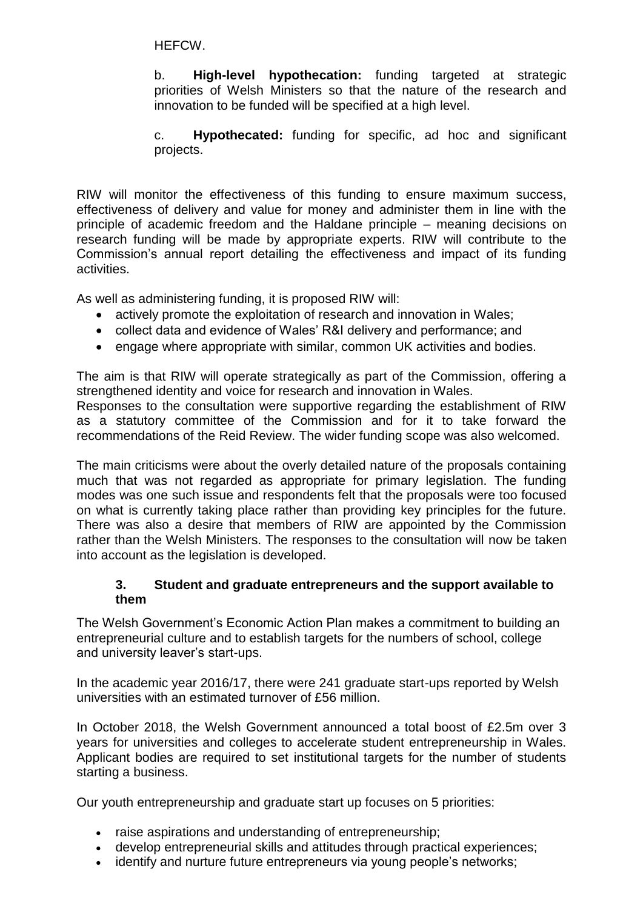HEFCW.

b. **High-level hypothecation:** funding targeted at strategic priorities of Welsh Ministers so that the nature of the research and innovation to be funded will be specified at a high level.

c. **Hypothecated:** funding for specific, ad hoc and significant projects.

RIW will monitor the effectiveness of this funding to ensure maximum success, effectiveness of delivery and value for money and administer them in line with the principle of academic freedom and the Haldane principle – meaning decisions on research funding will be made by appropriate experts. RIW will contribute to the Commission's annual report detailing the effectiveness and impact of its funding activities.

As well as administering funding, it is proposed RIW will:

- actively promote the exploitation of research and innovation in Wales;
- collect data and evidence of Wales' R&I delivery and performance; and
- engage where appropriate with similar, common UK activities and bodies.

The aim is that RIW will operate strategically as part of the Commission, offering a strengthened identity and voice for research and innovation in Wales.
Responses to the consultation were supportive regarding the establishment of RIW as a statutory committee of the Commission and for it to take forward the recommendations of the Reid Review. The wider funding scope was also welcomed.

The main criticisms were about the overly detailed nature of the proposals containing much that was not regarded as appropriate for primary legislation. The funding modes was one such issue and respondents felt that the proposals were too focused on what is currently taking place rather than providing key principles for the future. There was also a desire that members of RIW are appointed by the Commission rather than the Welsh Ministers. The responses to the consultation will now be taken into account as the legislation is developed.

### 3. Student and graduate entrepreneurs and the support available to them

The Welsh Government's Economic Action Plan makes a commitment to building an entrepreneurial culture and to establish targets for the numbers of school, college and university leaver's start-ups.

In the academic year 2016/17, there were 241 graduate start-ups reported by Welsh universities with an estimated turnover of £56 million.

In October 2018, the Welsh Government announced a total boost of £2.5m over 3 years for universities and colleges to accelerate student entrepreneurship in Wales. Applicant bodies are required to set institutional targets for the number of students starting a business.

Our youth entrepreneurship and graduate start up focuses on 5 priorities:

- raise aspirations and understanding of entrepreneurship;
- develop entrepreneurial skills and attitudes through practical experiences;
- identify and nurture future entrepreneurs via young people's networks;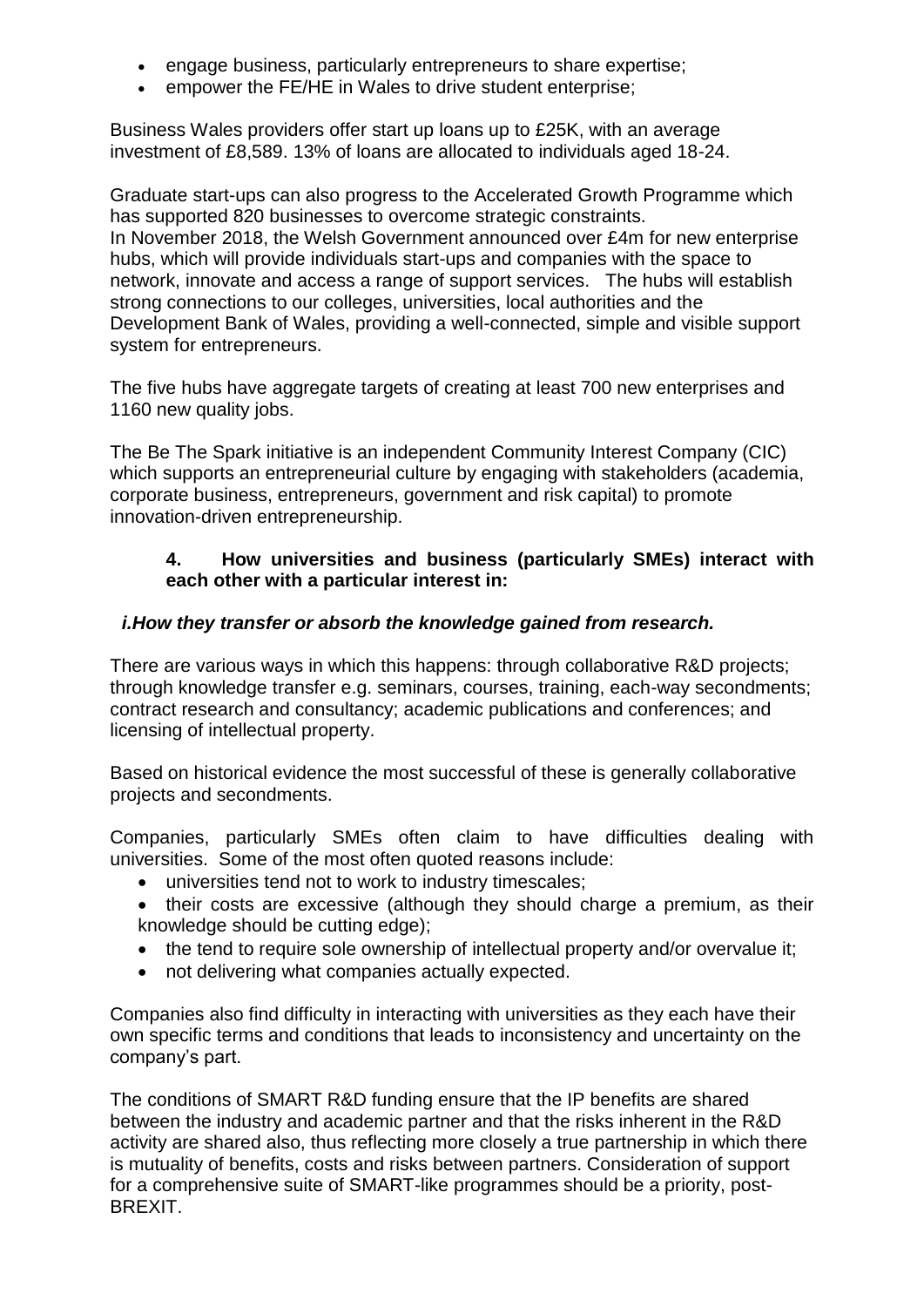- engage business, particularly entrepreneurs to share expertise;
- empower the FE/HE in Wales to drive student enterprise;

Business Wales providers offer start up loans up to £25K, with an average investment of £8,589. 13% of loans are allocated to individuals aged 18-24.

Graduate start-ups can also progress to the Accelerated Growth Programme which has supported 820 businesses to overcome strategic constraints.
In November 2018, the Welsh Government announced over £4m for new enterprise hubs, which will provide individuals start-ups and companies with the space to network, innovate and access a range of support services. The hubs will establish strong connections to our colleges, universities, local authorities and the Development Bank of Wales, providing a well-connected, simple and visible support system for entrepreneurs.

The five hubs have aggregate targets of creating at least 700 new enterprises and 1160 new quality jobs.

The Be The Spark initiative is an independent Community Interest Company (CIC) which supports an entrepreneurial culture by engaging with stakeholders (academia, corporate business, entrepreneurs, government and risk capital) to promote innovation-driven entrepreneurship.

**4. How universities and business (particularly SMEs) interact with each other with a particular interest in:**

***i.How they transfer or absorb the knowledge gained from research.***

There are various ways in which this happens: through collaborative R&D projects; through knowledge transfer e.g. seminars, courses, training, each-way secondments; contract research and consultancy; academic publications and conferences; and licensing of intellectual property.

Based on historical evidence the most successful of these is generally collaborative projects and secondments.

Companies, particularly SMEs often claim to have difficulties dealing with universities. Some of the most often quoted reasons include:

- universities tend not to work to industry timescales;
- their costs are excessive (although they should charge a premium, as their knowledge should be cutting edge);
- the tend to require sole ownership of intellectual property and/or overvalue it;
- not delivering what companies actually expected.

Companies also find difficulty in interacting with universities as they each have their own specific terms and conditions that leads to inconsistency and uncertainty on the company's part.

The conditions of SMART R&D funding ensure that the IP benefits are shared between the industry and academic partner and that the risks inherent in the R&D activity are shared also, thus reflecting more closely a true partnership in which there is mutuality of benefits, costs and risks between partners. Consideration of support for a comprehensive suite of SMART-like programmes should be a priority, post-BREXIT.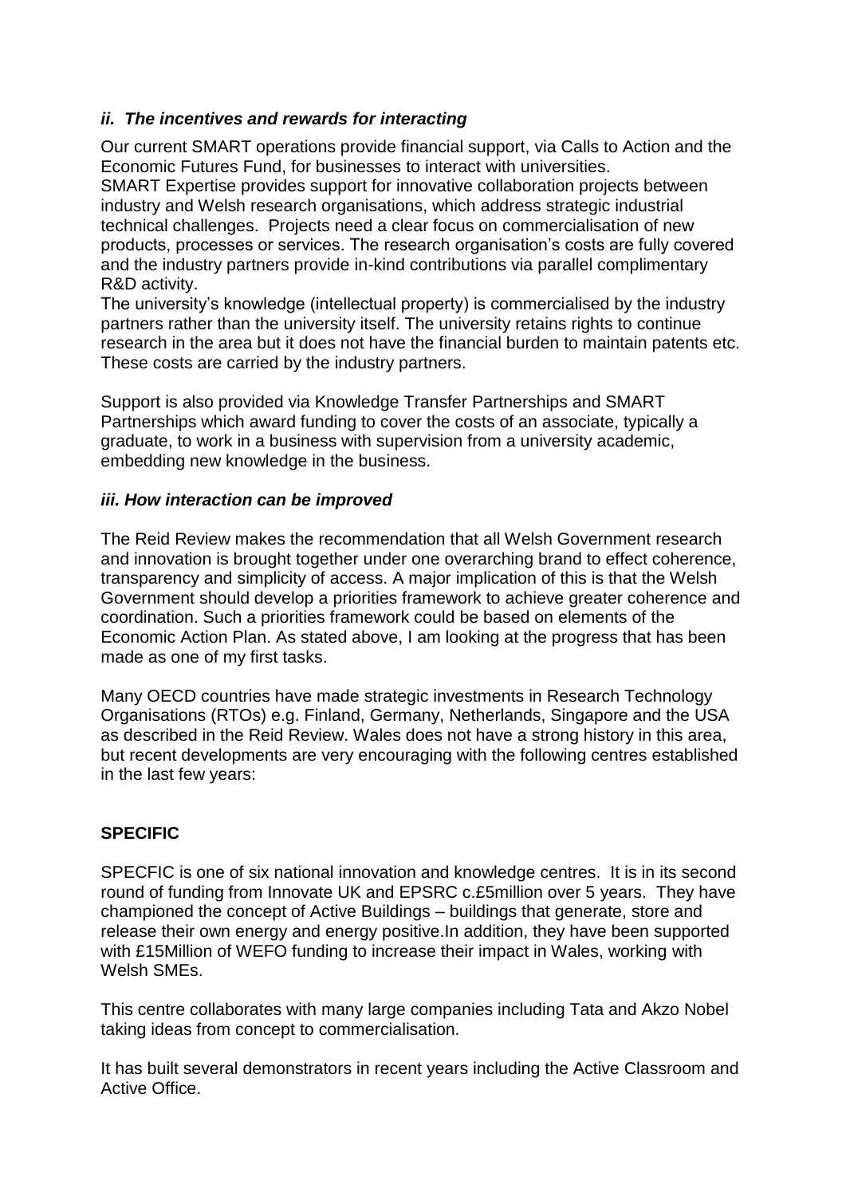### *ii. The incentives and rewards for interacting*

Our current SMART operations provide financial support, via Calls to Action and the Economic Futures Fund, for businesses to interact with universities.
SMART Expertise provides support for innovative collaboration projects between industry and Welsh research organisations, which address strategic industrial technical challenges. Projects need a clear focus on commercialisation of new products, processes or services. The research organisation's costs are fully covered and the industry partners provide in-kind contributions via parallel complimentary R&D activity.
The university's knowledge (intellectual property) is commercialised by the industry partners rather than the university itself. The university retains rights to continue research in the area but it does not have the financial burden to maintain patents etc. These costs are carried by the industry partners.

Support is also provided via Knowledge Transfer Partnerships and SMART Partnerships which award funding to cover the costs of an associate, typically a graduate, to work in a business with supervision from a university academic, embedding new knowledge in the business.

### *iii. How interaction can be improved*

The Reid Review makes the recommendation that all Welsh Government research and innovation is brought together under one overarching brand to effect coherence, transparency and simplicity of access. A major implication of this is that the Welsh Government should develop a priorities framework to achieve greater coherence and coordination. Such a priorities framework could be based on elements of the Economic Action Plan. As stated above, I am looking at the progress that has been made as one of my first tasks.

Many OECD countries have made strategic investments in Research Technology Organisations (RTOs) e.g. Finland, Germany, Netherlands, Singapore and the USA as described in the Reid Review. Wales does not have a strong history in this area, but recent developments are very encouraging with the following centres established in the last few years:

**SPECIFIC**

SPECFIC is one of six national innovation and knowledge centres. It is in its second round of funding from Innovate UK and EPSRC c.£5million over 5 years. They have championed the concept of Active Buildings – buildings that generate, store and release their own energy and energy positive.In addition, they have been supported with £15Million of WEFO funding to increase their impact in Wales, working with Welsh SMEs.

This centre collaborates with many large companies including Tata and Akzo Nobel taking ideas from concept to commercialisation.

It has built several demonstrators in recent years including the Active Classroom and Active Office.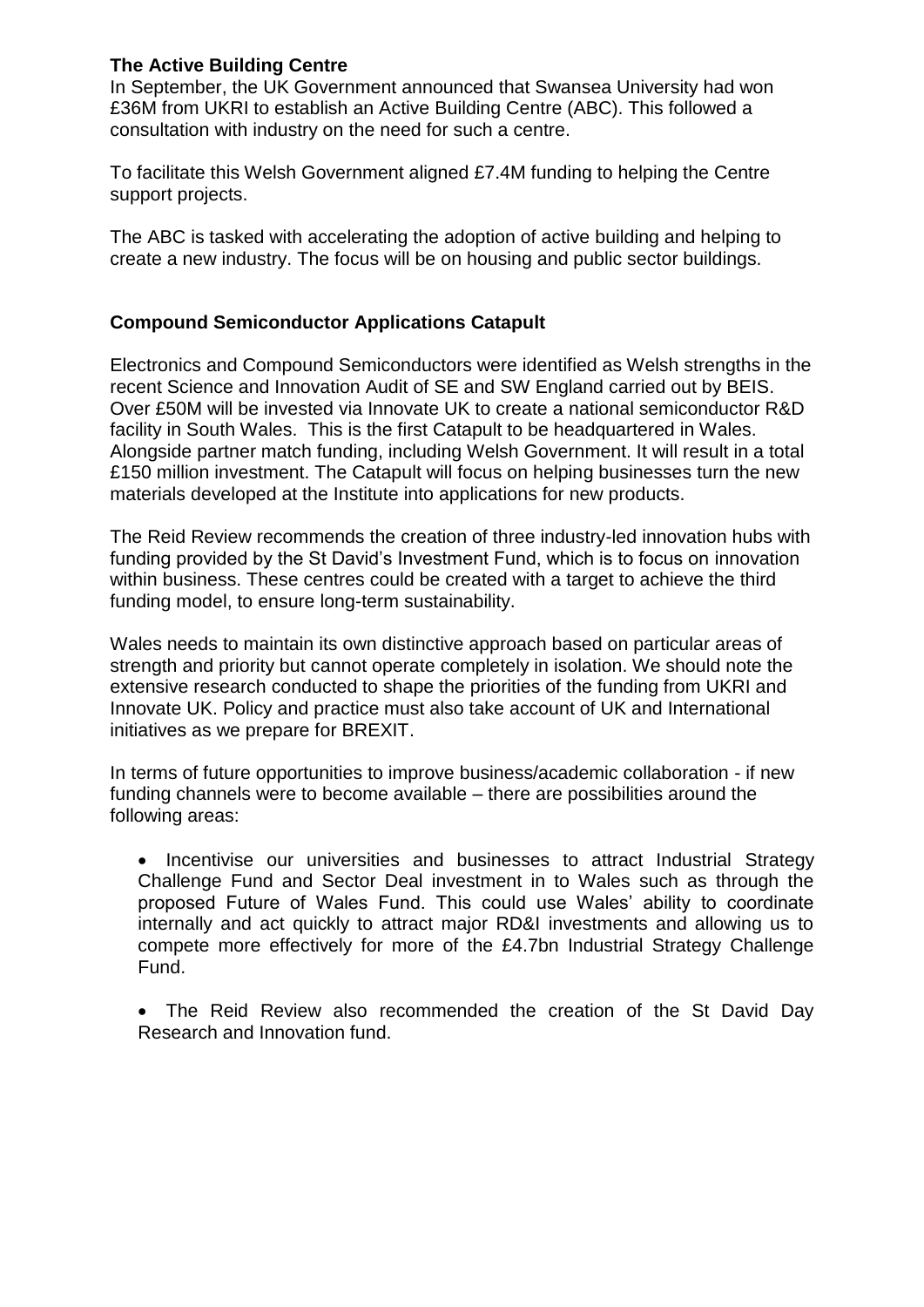**The Active Building Centre**

In September, the UK Government announced that Swansea University had won £36M from UKRI to establish an Active Building Centre (ABC). This followed a consultation with industry on the need for such a centre.

To facilitate this Welsh Government aligned £7.4M funding to helping the Centre support projects.

The ABC is tasked with accelerating the adoption of active building and helping to create a new industry. The focus will be on housing and public sector buildings.

**Compound Semiconductor Applications Catapult**

Electronics and Compound Semiconductors were identified as Welsh strengths in the recent Science and Innovation Audit of SE and SW England carried out by BEIS. Over £50M will be invested via Innovate UK to create a national semiconductor R&D facility in South Wales. This is the first Catapult to be headquartered in Wales. Alongside partner match funding, including Welsh Government. It will result in a total £150 million investment. The Catapult will focus on helping businesses turn the new materials developed at the Institute into applications for new products.

The Reid Review recommends the creation of three industry-led innovation hubs with funding provided by the St David's Investment Fund, which is to focus on innovation within business. These centres could be created with a target to achieve the third funding model, to ensure long-term sustainability.

Wales needs to maintain its own distinctive approach based on particular areas of strength and priority but cannot operate completely in isolation. We should note the extensive research conducted to shape the priorities of the funding from UKRI and Innovate UK. Policy and practice must also take account of UK and International initiatives as we prepare for BREXIT.

In terms of future opportunities to improve business/academic collaboration - if new funding channels were to become available – there are possibilities around the following areas:

- Incentivise our universities and businesses to attract Industrial Strategy Challenge Fund and Sector Deal investment in to Wales such as through the proposed Future of Wales Fund. This could use Wales' ability to coordinate internally and act quickly to attract major RD&I investments and allowing us to compete more effectively for more of the £4.7bn Industrial Strategy Challenge Fund.

- The Reid Review also recommended the creation of the St David Day Research and Innovation fund.